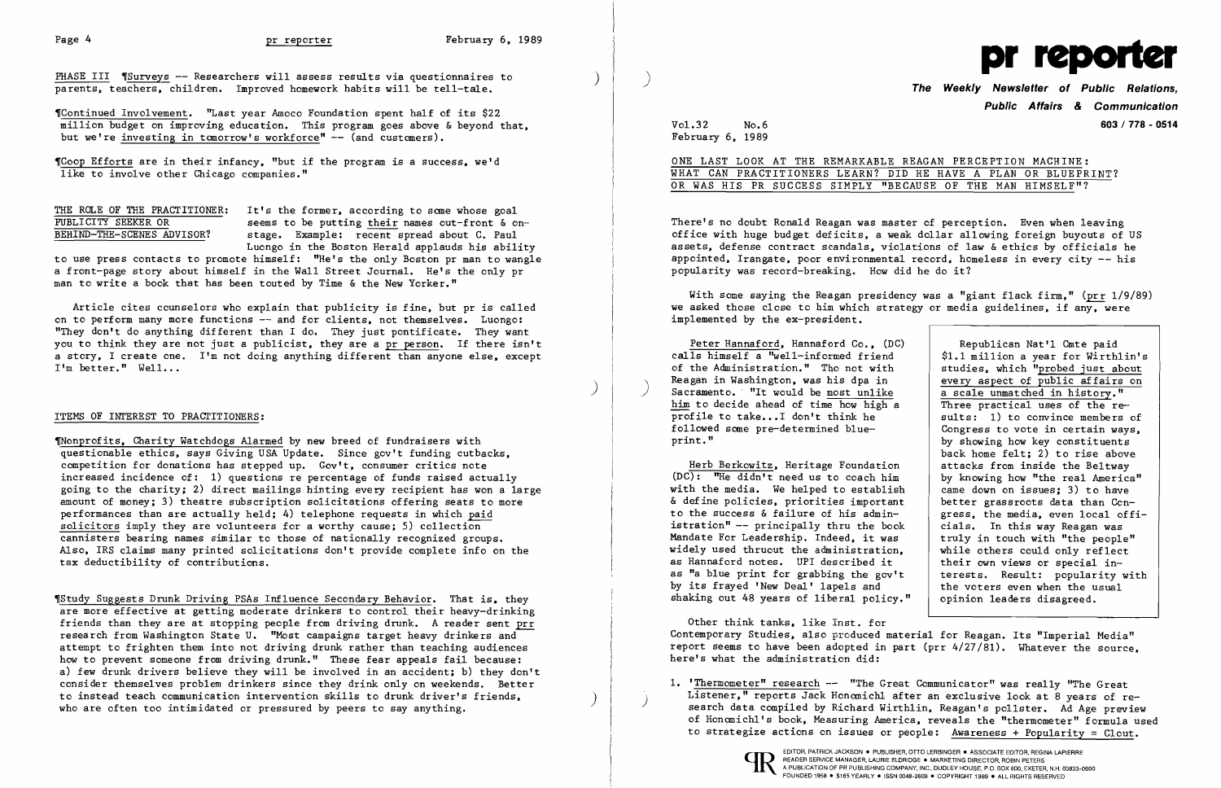PHASE III ¶Surveys -- Researchers will assess results via questionnaires to parents, teachers, children. Improved homework habits will be tell-tale.

¶Continued Involvement. "Last year Amoco Foundation spent half of its $22 million budget on improving education. This program goes above & beyond that, but we're investing in tomorrow's workforce" -- (and customers).

¶Coop Efforts are in their infancy, "but if the program is a success, we'd like to involve other Chicago companies."

THE ROLE OF THE PRACTITIONER: PUBLICITY SEEKER OR BEHIND-THE-SCENES ADVISOR? It's the former, according to some whose goal seems to be putting their names out-front & on-stage. Example: recent spread about C. Paul Luongo in the Boston Herald applauds his ability to use press contacts to promote himself: "He's the only Boston pr man to wangle a front-page story about himself in the Wall Street Journal. He's the only pr man to write a book that has been touted by Time & the New Yorker."

Article cites counselors who explain that publicity is fine, but pr is called on to perform many more functions -- and for clients, not themselves. Luongo: "They don't do anything different than I do. They just pontificate. They want you to think they are not just a publicist, they are a pr person. If there isn't a story, I create one. I'm not doing anything different than anyone else, except I'm better." Well...

## ITEMS OF INTEREST TO PRACTITIONERS:

¶Nonprofits, Charity Watchdogs Alarmed by new breed of fundraisers with questionable ethics, says Giving USA Update. Since gov't funding cutbacks, competition for donations has stepped up. Gov't, consumer critics note increased incidence of: 1) questions re percentage of funds raised actually going to the charity; 2) direct mailings hinting every recipient has won a large amount of money; 3) theatre subscription solicitations offering seats to more performances than are actually held; 4) telephone requests in which paid solicitors imply they are volunteers for a worthy cause; 5) collection cannisters bearing names similar to those of nationally recognized groups. Also, IRS claims many printed solicitations don't provide complete info on the tax deductibility of contributions.

¶Study Suggests Drunk Driving PSAs Influence Secondary Behavior. That is, they are more effective at getting moderate drinkers to control their heavy-drinking friends than they are at stopping people from driving drunk. A reader sent prr research from Washington State U. "Most campaigns target heavy drinkers and attempt to frighten them into not driving drunk rather than teaching audiences how to prevent someone from driving drunk." These fear appeals fail because: a) few drunk drivers believe they will be involved in an accident; b) they don't consider themselves problem drinkers since they drink only on weekends. Better to instead teach communication intervention skills to drunk driver's friends, who are often too intimidated or pressured by peers to say anything.

# pr reporter

**The Weekly Newsletter of Public Relations, Public Affairs & Communication**

Vol.32 No.6
February 6, 1989

603 / 778 - 0514

## ONE LAST LOOK AT THE REMARKABLE REAGAN PERCEPTION MACHINE: WHAT CAN PRACTITIONERS LEARN? DID HE HAVE A PLAN OR BLUEPRINT? OR WAS HIS PR SUCCESS SIMPLY "BECAUSE OF THE MAN HIMSELF"?

There's no doubt Ronald Reagan was master of perception. Even when leaving office with huge budget deficits, a weak dollar allowing foreign buyouts of US assets, defense contract scandals, violations of law & ethics by officials he appointed, Irangate, poor environmental record, homeless in every city -- his popularity was record-breaking. How did he do it?

With some saying the Reagan presidency was a "giant flack firm," (prr 1/9/89) we asked those close to him which strategy or media guidelines, if any, were implemented by the ex-president.

Peter Hannaford, Hannaford Co., (DC) calls himself a "well-informed friend of the Administration." Tho not with Reagan in Washington, was his dpa in Sacramento. "It would be most unlike him to decide ahead of time how high a profile to take...I don't think he followed some pre-determined blueprint."

Herb Berkowitz, Heritage Foundation (DC): "He didn't need us to coach him with the media. We helped to establish & define policies, priorities important to the success & failure of his administration" -- principally thru the book Mandate For Leadership. Indeed, it was widely used thruout the administration, as Hannaford notes. UPI described it as "a blue print for grabbing the gov't by its frayed 'New Deal' lapels and shaking out 48 years of liberal policy."

> Republican Nat'l Cmte paid $1.1 million a year for Wirthlin's studies, which "probed just about every aspect of public affairs on a scale unmatched in history." Three practical uses of the results: 1) to convince members of Congress to vote in certain ways, by showing how key constituents back home felt; 2) to rise above attacks from inside the Beltway by knowing how "the real America" came down on issues; 3) to have better grassroots data than Congress, the media, even local officials. In this way Reagan was truly in touch with "the people" while others could only reflect their own views or special interests. Result: popularity with the voters even when the usual opinion leaders disagreed.

Other think tanks, like Inst. for Contemporary Studies, also produced material for Reagan. Its "Imperial Media" report seems to have been adopted in part (prr 4/27/81). Whatever the source, here's what the administration did:

1. 'Thermometer" research -- "The Great Communicator" was really "The Great Listener," reports Jack Honomichl after an exclusive look at 8 years of research data compiled by Richard Wirthlin, Reagan's pollster. Ad Age preview of Honomichl's book, Measuring America, reveals the "thermometer" formula used to strategize actions on issues or people: Awareness + Popularity = Clout.

EDITOR, PATRICK JACKSON • PUBLISHER, OTTO LERBINGER • ASSOCIATE EDITOR, REGINA LAPIERRE
READER SERVICE MANAGER, LAURIE ELDRIDGE • MARKETING DIRECTOR, ROBIN PETERS
A PUBLICATION OF PR PUBLISHING COMPANY, INC., DUDLEY HOUSE, P.O. BOX 600, EXETER, N.H. 03833-0600
FOUNDED 1958 • $165 YEARLY • ISSN 0048-2609 • COPYRIGHT 1989 • ALL RIGHTS RESERVED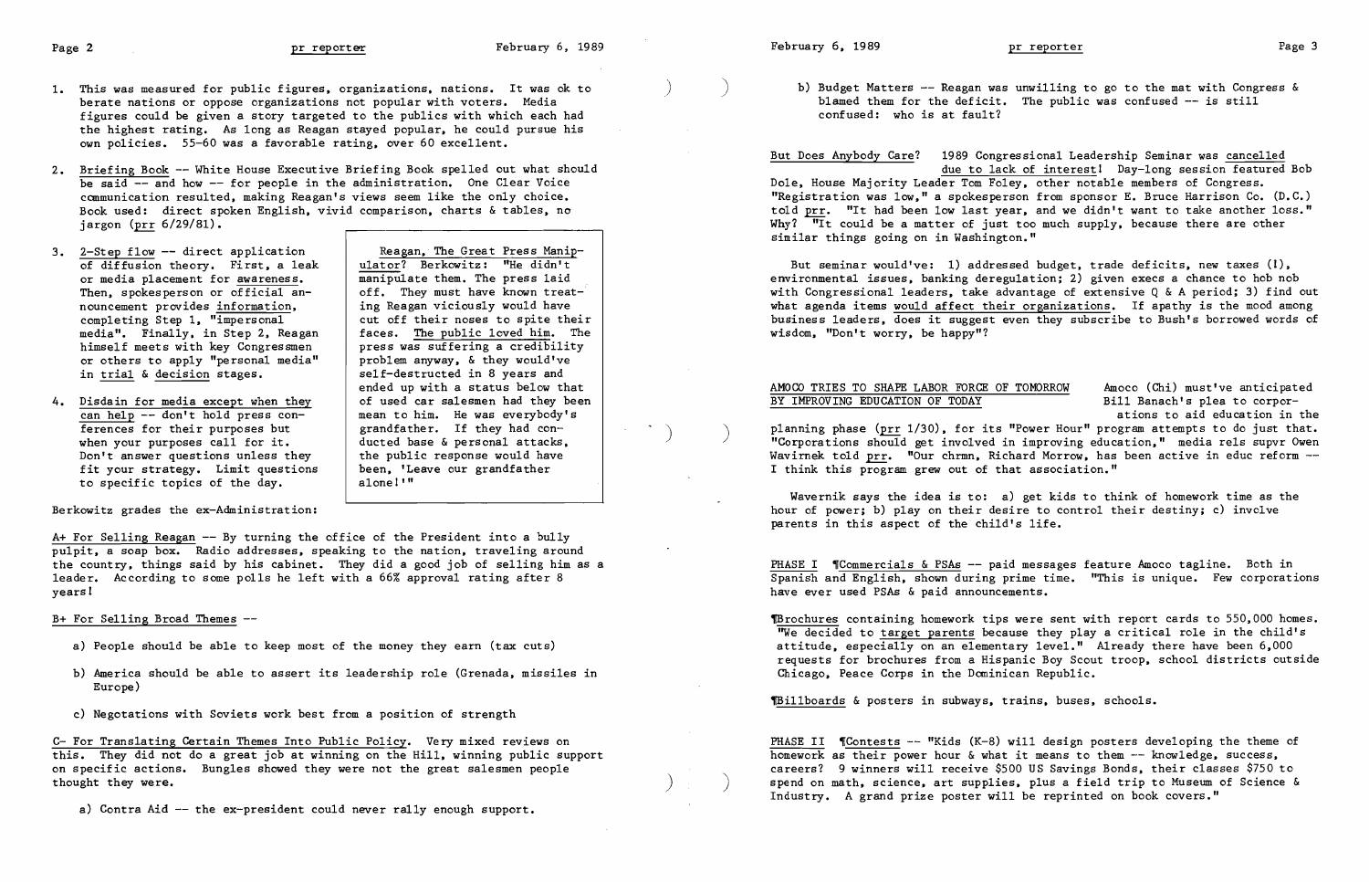1. This was measured for public figures, organizations, nations. It was ok to berate nations or oppose organizations not popular with voters. Media figures could be given a story targeted to the publics with which each had the highest rating. As long as Reagan stayed popular, he could pursue his own policies. 55-60 was a favorable rating, over 60 excellent.

2. Briefing Book -- White House Executive Briefing Book spelled out what should be said -- and how -- for people in the administration. One Clear Voice communication resulted, making Reagan's views seem like the only choice. Book used: direct spoken English, vivid comparison, charts & tables, no jargon (prr 6/29/81).

3. 2-Step flow -- direct application of diffusion theory. First, a leak or media placement for awareness. Then, spokesperson or official announcement provides information, completing Step 1, "impersonal media". Finally, in Step 2, Reagan himself meets with key Congressmen or others to apply "personal media" in trial & decision stages.

4. Disdain for media except when they can help -- don't hold press conferences for their purposes but when your purposes call for it. Don't answer questions unless they fit your strategy. Limit questions to specific topics of the day.

> Reagan, The Great Press Manipulator? Berkowitz: "He didn't manipulate them. The press laid off. They must have known treating Reagan viciously would have cut off their noses to spite their faces. The public loved him. The press was suffering a credibility problem anyway, & they would've self-destructed in 8 years and ended up with a status below that of used car salesmen had they been mean to him. He was everybody's grandfather. If they had conducted base & personal attacks, the public response would have been, 'Leave our grandfather alone!'"

Berkowitz grades the ex-Administration:

A+ For Selling Reagan -- By turning the office of the President into a bully pulpit, a soap box. Radio addresses, speaking to the nation, traveling around the country, things said by his cabinet. They did a good job of selling him as a leader. According to some polls he left with a 66% approval rating after 8 years!

B+ For Selling Broad Themes --

a) People should be able to keep most of the money they earn (tax cuts)

b) America should be able to assert its leadership role (Grenada, missiles in Europe)

c) Negotations with Soviets work best from a position of strength

C- For Translating Certain Themes Into Public Policy. Very mixed reviews on this. They did not do a great job at winning on the Hill, winning public support on specific actions. Bungles showed they were not the great salesmen people thought they were.

a) Contra Aid -- the ex-president could never rally enough support.

b) Budget Matters -- Reagan was unwilling to go to the mat with Congress & blamed them for the deficit. The public was confused -- is still confused: who is at fault?

But Does Anybody Care? 1989 Congressional Leadership Seminar was cancelled due to lack of interest! Day-long session featured Bob Dole, House Majority Leader Tom Foley, other notable members of Congress. "Registration was low," a spokesperson from sponsor E. Bruce Harrison Co. (D.C.) told prr. "It had been low last year, and we didn't want to take another loss." Why? "It could be a matter of just too much supply, because there are other similar things going on in Washington."

But seminar would've: 1) addressed budget, trade deficits, new taxes (!), environmental issues, banking deregulation; 2) given execs a chance to hob nob with Congressional leaders, take advantage of extensive Q & A period; 3) find out what agenda items would affect their organizations. If apathy is the mood among business leaders, does it suggest even they subscribe to Bush's borrowed words of wisdom, "Don't worry, be happy"?

## AMOCO TRIES TO SHAPE LABOR FORCE OF TOMORROW BY IMPROVING EDUCATION OF TODAY

Amoco (Chi) must've anticipated Bill Banach's plea to corporations to aid education in the planning phase (prr 1/30), for its "Power Hour" program attempts to do just that. "Corporations should get involved in improving education," media rels supvr Owen Wavirnek told prr. "Our chrmn, Richard Morrow, has been active in educ reform -- I think this program grew out of that association."

Wavernik says the idea is to: a) get kids to think of homework time as the hour of power; b) play on their desire to control their destiny; c) involve parents in this aspect of the child's life.

PHASE I ¶Commercials & PSAs -- paid messages feature Amoco tagline. Both in Spanish and English, shown during prime time. "This is unique. Few corporations have ever used PSAs & paid announcements.

¶Brochures containing homework tips were sent with report cards to 550,000 homes. "We decided to target parents because they play a critical role in the child's attitude, especially on an elementary level." Already there have been 6,000 requests for brochures from a Hispanic Boy Scout troop, school districts outside Chicago, Peace Corps in the Dominican Republic.

¶Billboards & posters in subways, trains, buses, schools.

PHASE II ¶Contests -- "Kids (K-8) will design posters developing the theme of homework as their power hour & what it means to them -- knowledge, success, careers? 9 winners will receive $500 US Savings Bonds, their classes $750 to spend on math, science, art supplies, plus a field trip to Museum of Science & Industry. A grand prize poster will be reprinted on book covers."